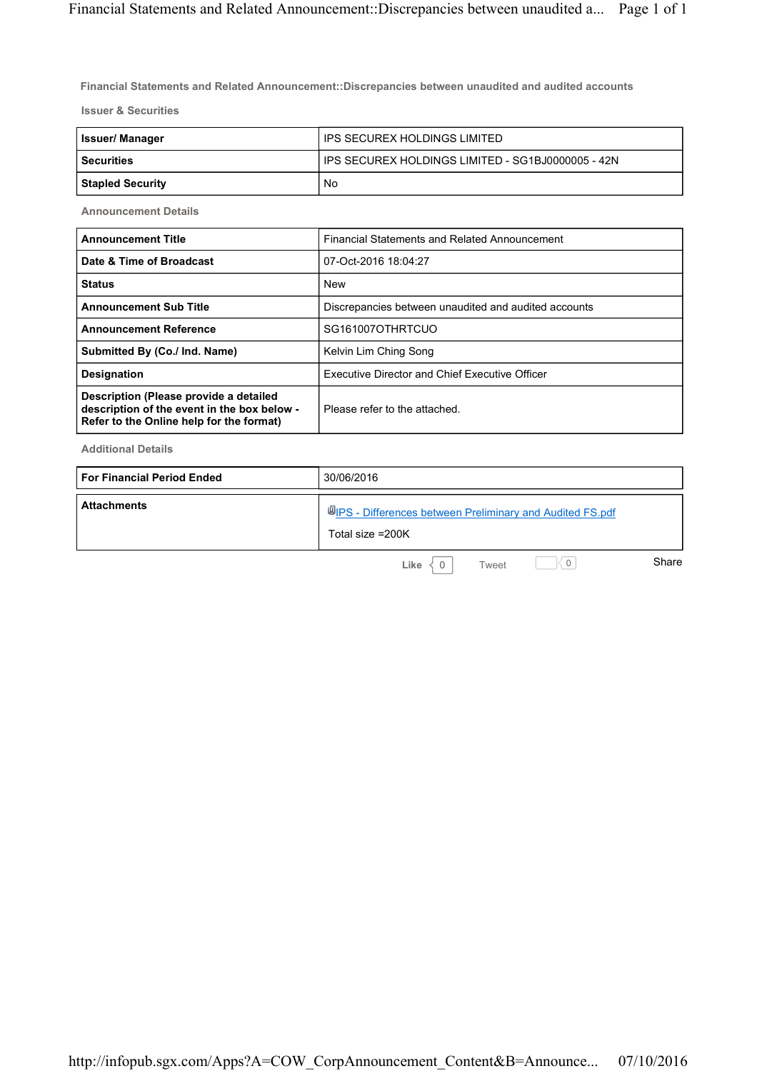## Financial Statements and Related Announcement::Discrepancies between unaudited and audited accounts

### Issuer & Securities

| | |
|---|---|
| **Issuer/ Manager** | IPS SECUREX HOLDINGS LIMITED |
| **Securities** | IPS SECUREX HOLDINGS LIMITED - SG1BJ0000005 - 42N |
| **Stapled Security** | No |

### Announcement Details

| | |
|---|---|
| **Announcement Title** | Financial Statements and Related Announcement |
| **Date & Time of Broadcast** | 07-Oct-2016 18:04:27 |
| **Status** | New |
| **Announcement Sub Title** | Discrepancies between unaudited and audited accounts |
| **Announcement Reference** | SG161007OTHRTCUO |
| **Submitted By (Co./ Ind. Name)** | Kelvin Lim Ching Song |
| **Designation** | Executive Director and Chief Executive Officer |
| **Description (Please provide a detailed description of the event in the box below - Refer to the Online help for the format)** | Please refer to the attached. |

### Additional Details

| | |
|---|---|
| **For Financial Period Ended** | 30/06/2016 |
| **Attachments** | IPS - Differences between Preliminary and Audited FS.pdf<br>Total size =200K |

Like 0 Tweet 0 Share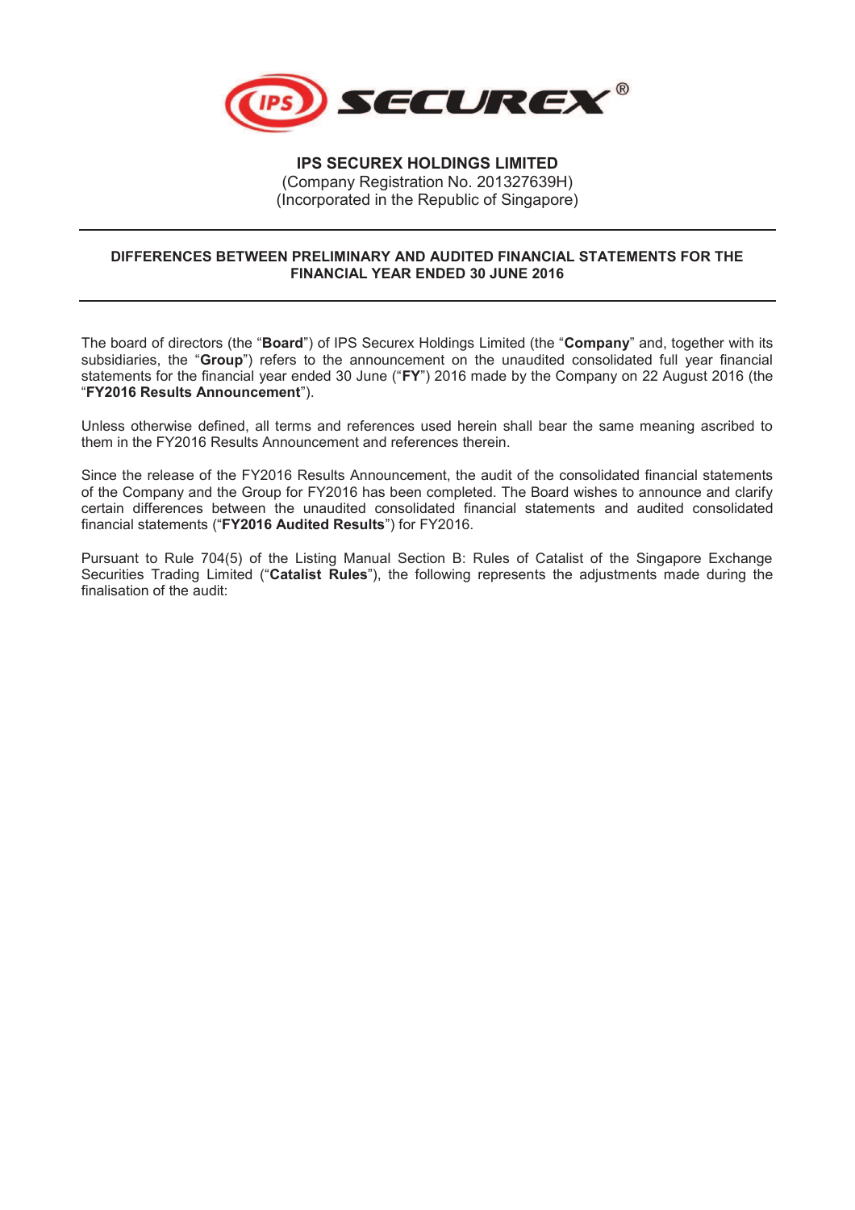# IPS SECUREX HOLDINGS LIMITED

(Company Registration No. 201327639H)
(Incorporated in the Republic of Singapore)

---

## DIFFERENCES BETWEEN PRELIMINARY AND AUDITED FINANCIAL STATEMENTS FOR THE FINANCIAL YEAR ENDED 30 JUNE 2016

---

The board of directors (the "**Board**") of IPS Securex Holdings Limited (the "**Company**" and, together with its subsidiaries, the "**Group**") refers to the announcement on the unaudited consolidated full year financial statements for the financial year ended 30 June ("**FY**") 2016 made by the Company on 22 August 2016 (the "**FY2016 Results Announcement**").

Unless otherwise defined, all terms and references used herein shall bear the same meaning ascribed to them in the FY2016 Results Announcement and references therein.

Since the release of the FY2016 Results Announcement, the audit of the consolidated financial statements of the Company and the Group for FY2016 has been completed. The Board wishes to announce and clarify certain differences between the unaudited consolidated financial statements and audited consolidated financial statements ("**FY2016 Audited Results**") for FY2016.

Pursuant to Rule 704(5) of the Listing Manual Section B: Rules of Catalist of the Singapore Exchange Securities Trading Limited ("**Catalist Rules**"), the following represents the adjustments made during the finalisation of the audit: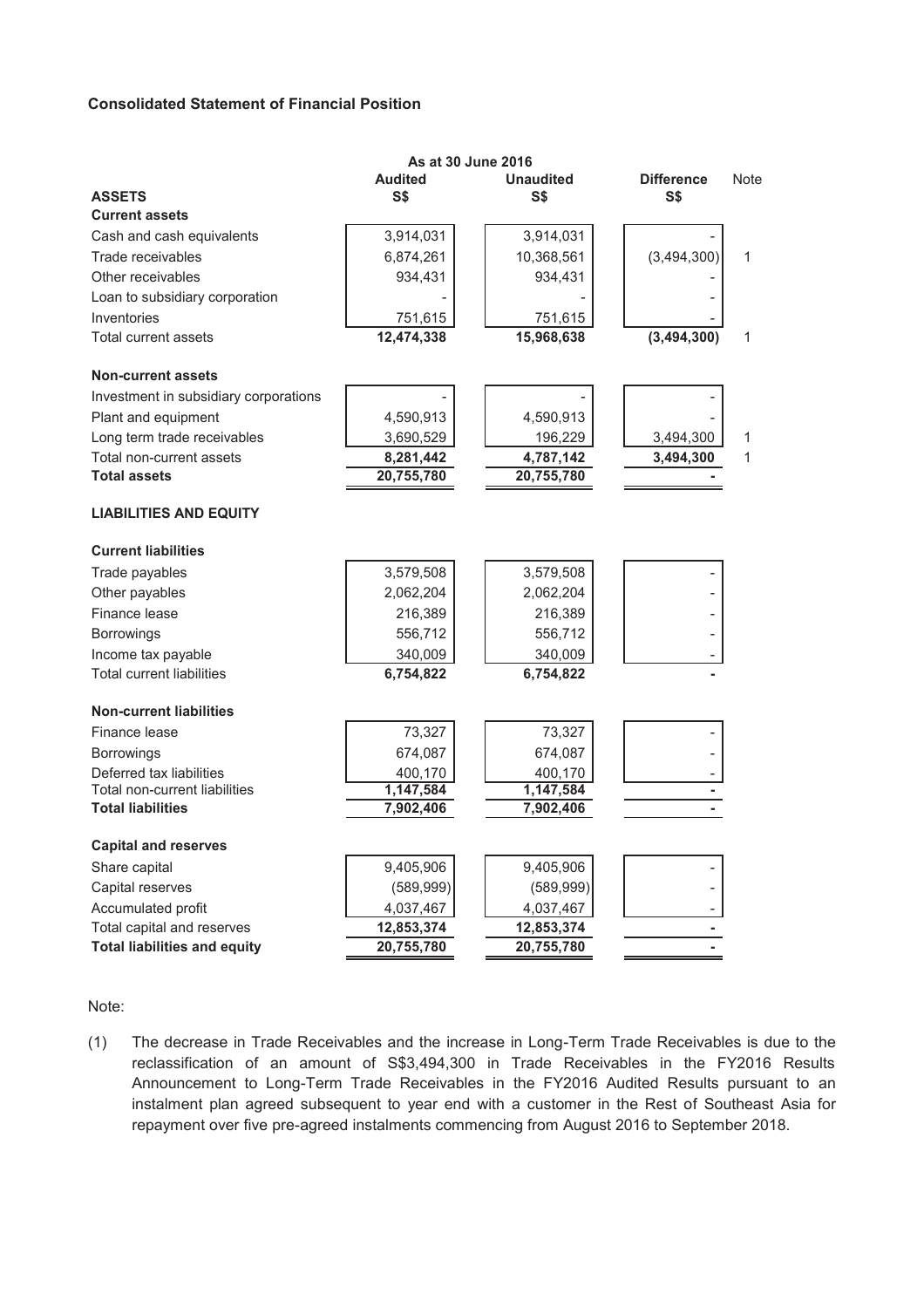### Consolidated Statement of Financial Position

| | As at 30 June 2016 | | | |
|---|---|---|---|---|
| | Audited | Unaudited | Difference | Note |
| **ASSETS** | S$ | S$ | S$ | |
| **Current assets** | | | | |
| Cash and cash equivalents | 3,914,031 | 3,914,031 | - | |
| Trade receivables | 6,874,261 | 10,368,561 | (3,494,300) | 1 |
| Other receivables | 934,431 | 934,431 | - | |
| Loan to subsidiary corporation | - | - | - | |
| Inventories | 751,615 | 751,615 | - | |
| Total current assets | **12,474,338** | **15,968,638** | **(3,494,300)** | 1 |
| **Non-current assets** | | | | |
| Investment in subsidiary corporations | - | - | - | |
| Plant and equipment | 4,590,913 | 4,590,913 | - | |
| Long term trade receivables | 3,690,529 | 196,229 | 3,494,300 | 1 |
| Total non-current assets | **8,281,442** | **4,787,142** | **3,494,300** | 1 |
| **Total assets** | **20,755,780** | **20,755,780** | **-** | |
| **LIABILITIES AND EQUITY** | | | | |
| **Current liabilities** | | | | |
| Trade payables | 3,579,508 | 3,579,508 | - | |
| Other payables | 2,062,204 | 2,062,204 | - | |
| Finance lease | 216,389 | 216,389 | - | |
| Borrowings | 556,712 | 556,712 | - | |
| Income tax payable | 340,009 | 340,009 | - | |
| Total current liabilities | **6,754,822** | **6,754,822** | **-** | |
| **Non-current liabilities** | | | | |
| Finance lease | 73,327 | 73,327 | - | |
| Borrowings | 674,087 | 674,087 | - | |
| Deferred tax liabilities | 400,170 | 400,170 | - | |
| Total non-current liabilities | **1,147,584** | **1,147,584** | **-** | |
| **Total liabilities** | **7,902,406** | **7,902,406** | **-** | |
| **Capital and reserves** | | | | |
| Share capital | 9,405,906 | 9,405,906 | - | |
| Capital reserves | (589,999) | (589,999) | - | |
| Accumulated profit | 4,037,467 | 4,037,467 | - | |
| Total capital and reserves | **12,853,374** | **12,853,374** | **-** | |
| **Total liabilities and equity** | **20,755,780** | **20,755,780** | **-** | |

Note:

(1) The decrease in Trade Receivables and the increase in Long-Term Trade Receivables is due to the reclassification of an amount of S$3,494,300 in Trade Receivables in the FY2016 Results Announcement to Long-Term Trade Receivables in the FY2016 Audited Results pursuant to an instalment plan agreed subsequent to year end with a customer in the Rest of Southeast Asia for repayment over five pre-agreed instalments commencing from August 2016 to September 2018.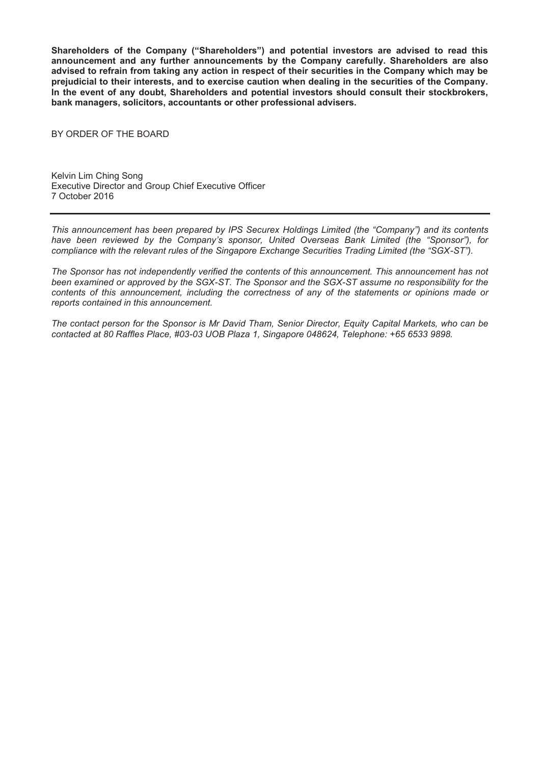**Shareholders of the Company ("Shareholders") and potential investors are advised to read this announcement and any further announcements by the Company carefully. Shareholders are also advised to refrain from taking any action in respect of their securities in the Company which may be prejudicial to their interests, and to exercise caution when dealing in the securities of the Company. In the event of any doubt, Shareholders and potential investors should consult their stockbrokers, bank managers, solicitors, accountants or other professional advisers.**

BY ORDER OF THE BOARD

Kelvin Lim Ching Song
Executive Director and Group Chief Executive Officer
7 October 2016

---

*This announcement has been prepared by IPS Securex Holdings Limited (the "Company") and its contents have been reviewed by the Company's sponsor, United Overseas Bank Limited (the "Sponsor"), for compliance with the relevant rules of the Singapore Exchange Securities Trading Limited (the "SGX-ST").*

*The Sponsor has not independently verified the contents of this announcement. This announcement has not been examined or approved by the SGX-ST. The Sponsor and the SGX-ST assume no responsibility for the contents of this announcement, including the correctness of any of the statements or opinions made or reports contained in this announcement.*

*The contact person for the Sponsor is Mr David Tham, Senior Director, Equity Capital Markets, who can be contacted at 80 Raffles Place, #03-03 UOB Plaza 1, Singapore 048624, Telephone: +65 6533 9898.*